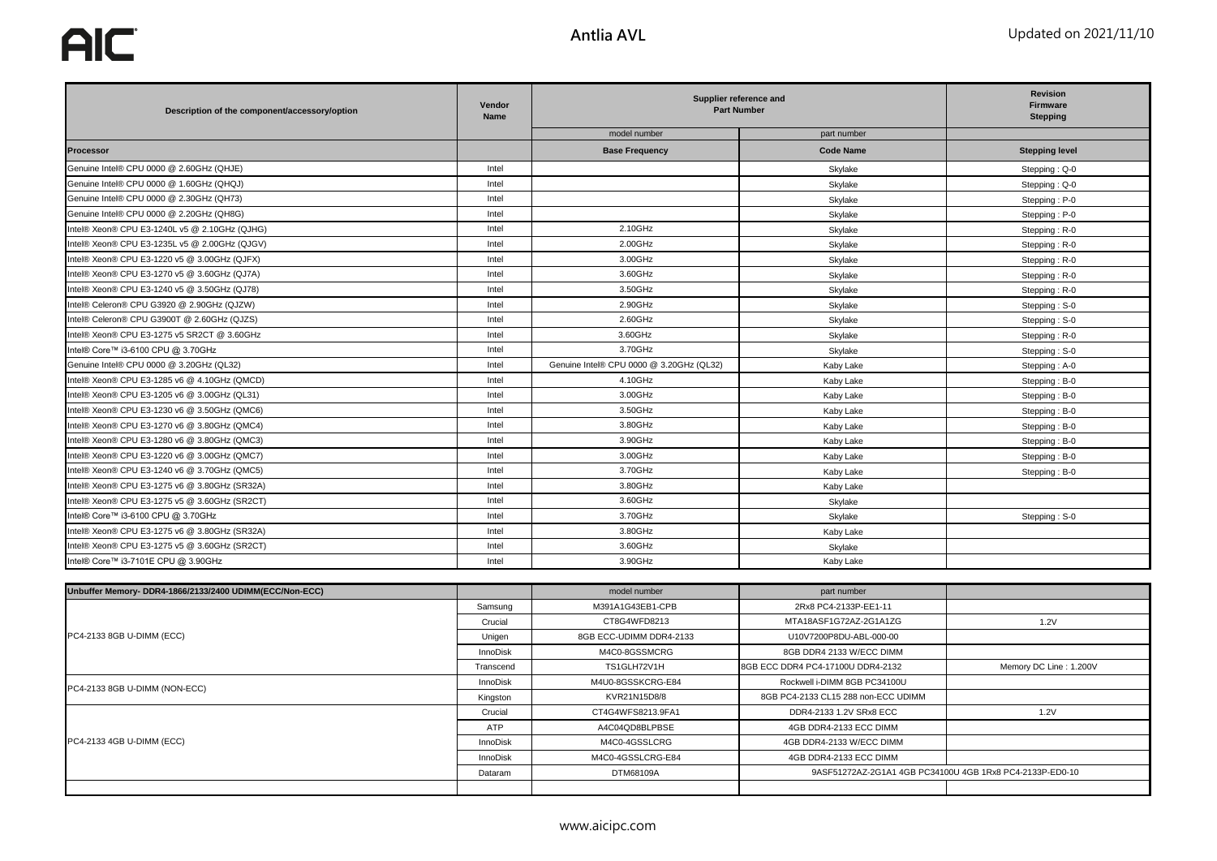# Antlia AVL

Updated on 2021/11/10

| Description of the component/accessory/option | Vendor Name | Supplier reference and Part Number | | Revision Firmware Stepping |
|---|---|---|---|---|
| | | model number | part number | |
| **Processor** | | **Base Frequency** | **Code Name** | **Stepping level** |
| Genuine Intel® CPU 0000 @ 2.60GHz (QHJE) | Intel | | Skylake | Stepping : Q-0 |
| Genuine Intel® CPU 0000 @ 1.60GHz (QHQJ) | Intel | | Skylake | Stepping : Q-0 |
| Genuine Intel® CPU 0000 @ 2.30GHz (QH73) | Intel | | Skylake | Stepping : P-0 |
| Genuine Intel® CPU 0000 @ 2.20GHz (QH8G) | Intel | | Skylake | Stepping : P-0 |
| Intel® Xeon® CPU E3-1240L v5 @ 2.10GHz (QJHG) | Intel | 2.10GHz | Skylake | Stepping : R-0 |
| Intel® Xeon® CPU E3-1235L v5 @ 2.00GHz (QJGV) | Intel | 2.00GHz | Skylake | Stepping : R-0 |
| Intel® Xeon® CPU E3-1220 v5 @ 3.00GHz (QJFX) | Intel | 3.00GHz | Skylake | Stepping : R-0 |
| Intel® Xeon® CPU E3-1270 v5 @ 3.60GHz (QJ7A) | Intel | 3.60GHz | Skylake | Stepping : R-0 |
| Intel® Xeon® CPU E3-1240 v5 @ 3.50GHz (QJ78) | Intel | 3.50GHz | Skylake | Stepping : R-0 |
| Intel® Celeron® CPU G3920 @ 2.90GHz (QJZW) | Intel | 2.90GHz | Skylake | Stepping : S-0 |
| Intel® Celeron® CPU G3900T @ 2.60GHz (QJZS) | Intel | 2.60GHz | Skylake | Stepping : S-0 |
| Intel® Xeon® CPU E3-1275 v5 SR2CT @ 3.60GHz | Intel | 3.60GHz | Skylake | Stepping : R-0 |
| Intel® Core™ i3-6100 CPU @ 3.70GHz | Intel | 3.70GHz | Skylake | Stepping : S-0 |
| Genuine Intel® CPU 0000 @ 3.20GHz (QL32) | Intel | Genuine Intel® CPU 0000 @ 3.20GHz (QL32) | Kaby Lake | Stepping : A-0 |
| Intel® Xeon® CPU E3-1285 v6 @ 4.10GHz (QMCD) | Intel | 4.10GHz | Kaby Lake | Stepping : B-0 |
| Intel® Xeon® CPU E3-1205 v6 @ 3.00GHz (QL31) | Intel | 3.00GHz | Kaby Lake | Stepping : B-0 |
| Intel® Xeon® CPU E3-1230 v6 @ 3.50GHz (QMC6) | Intel | 3.50GHz | Kaby Lake | Stepping : B-0 |
| Intel® Xeon® CPU E3-1270 v6 @ 3.80GHz (QMC4) | Intel | 3.80GHz | Kaby Lake | Stepping : B-0 |
| Intel® Xeon® CPU E3-1280 v6 @ 3.80GHz (QMC3) | Intel | 3.90GHz | Kaby Lake | Stepping : B-0 |
| Intel® Xeon® CPU E3-1220 v6 @ 3.00GHz (QMC7) | Intel | 3.00GHz | Kaby Lake | Stepping : B-0 |
| Intel® Xeon® CPU E3-1240 v6 @ 3.70GHz (QMC5) | Intel | 3.70GHz | Kaby Lake | Stepping : B-0 |
| Intel® Xeon® CPU E3-1275 v6 @ 3.80GHz (SR32A) | Intel | 3.80GHz | Kaby Lake | |
| Intel® Xeon® CPU E3-1275 v5 @ 3.60GHz (SR2CT) | Intel | 3.60GHz | Skylake | |
| Intel® Core™ i3-6100 CPU @ 3.70GHz | Intel | 3.70GHz | Skylake | Stepping : S-0 |
| Intel® Xeon® CPU E3-1275 v6 @ 3.80GHz (SR32A) | Intel | 3.80GHz | Kaby Lake | |
| Intel® Xeon® CPU E3-1275 v5 @ 3.60GHz (SR2CT) | Intel | 3.60GHz | Skylake | |
| Intel® Core™ i3-7101E CPU @ 3.90GHz | Intel | 3.90GHz | Kaby Lake | |

| Unbuffer Memory- DDR4-1866/2133/2400 UDIMM(ECC/Non-ECC) | | model number | part number | |
|---|---|---|---|---|
| PC4-2133 8GB U-DIMM (ECC) | Samsung | M391A1G43EB1-CPB | 2Rx8 PC4-2133P-EE1-11 | |
| | Crucial | CT8G4WFD8213 | MTA18ASF1G72AZ-2G1A1ZG | 1.2V |
| | Unigen | 8GB ECC-UDIMM DDR4-2133 | U10V7200P8DU-ABL-000-00 | |
| | InnoDisk | M4C0-8GSSMCRG | 8GB DDR4 2133 W/ECC DIMM | |
| | Transcend | TS1GLH72V1H | 8GB ECC DDR4 PC4-17100U DDR4-2132 | Memory DC Line : 1.200V |
| PC4-2133 8GB U-DIMM (NON-ECC) | InnoDisk | M4U0-8GSSKCRG-E84 | Rockwell i-DIMM 8GB PC34100U | |
| | Kingston | KVR21N15D8/8 | 8GB PC4-2133 CL15 288 non-ECC UDIMM | |
| PC4-2133 4GB U-DIMM (ECC) | Crucial | CT4G4WFS8213.9FA1 | DDR4-2133 1.2V SRx8 ECC | 1.2V |
| | ATP | A4C04QD8BLPBSE | 4GB DDR4-2133 ECC DIMM | |
| | InnoDisk | M4C0-4GSSLCRG | 4GB DDR4-2133 W/ECC DIMM | |
| | InnoDisk | M4C0-4GSSLCRG-E84 | 4GB DDR4-2133 ECC DIMM | |
| | Dataram | DTM68109A | 9ASF51272AZ-2G1A1 4GB PC34100U 4GB 1Rx8 PC4-2133P-ED0-10 | |
| | | | | |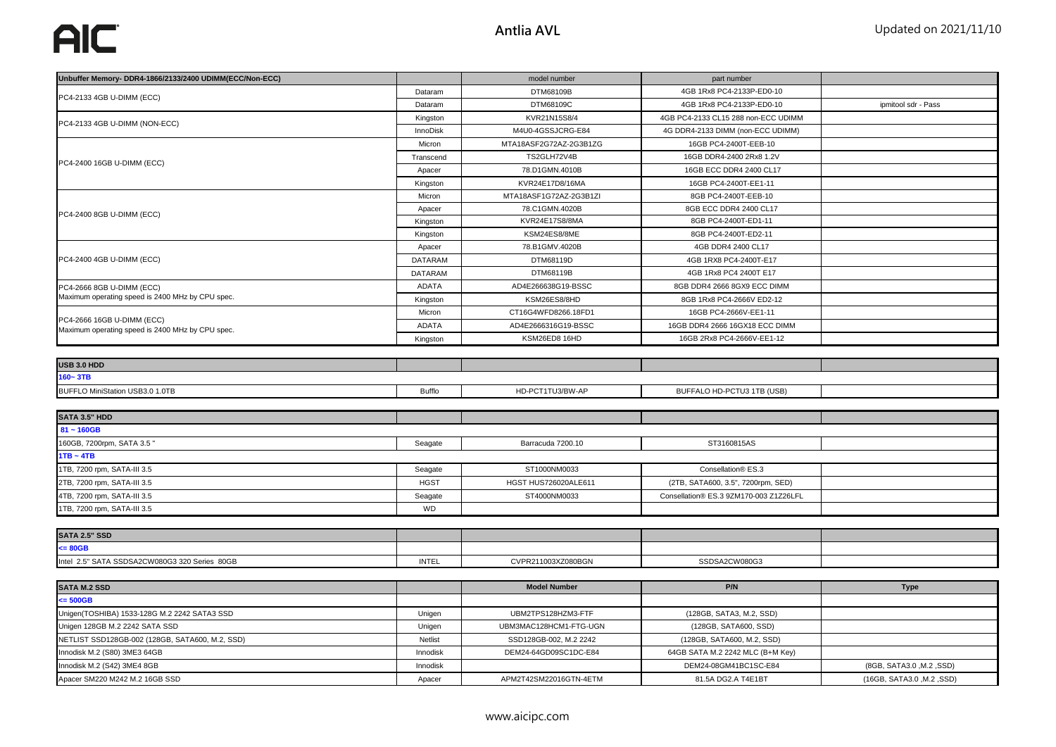# Antlia AVL

Updated on 2021/11/10

| Unbuffer Memory- DDR4-1866/2133/2400 UDIMM(ECC/Non-ECC) | | model number | part number | |
|---|---|---|---|---|
| PC4-2133 4GB U-DIMM (ECC) | Dataram | DTM68109B | 4GB 1Rx8 PC4-2133P-ED0-10 | |
| | Dataram | DTM68109C | 4GB 1Rx8 PC4-2133P-ED0-10 | ipmitool sdr - Pass |
| PC4-2133 4GB U-DIMM (NON-ECC) | Kingston | KVR21N15S8/4 | 4GB PC4-2133 CL15 288 non-ECC UDIMM | |
| | InnoDisk | M4U0-4GSSJCRG-E84 | 4G DDR4-2133 DIMM (non-ECC UDIMM) | |
| PC4-2400 16GB U-DIMM (ECC) | Micron | MTA18ASF2G72AZ-2G3B1ZG | 16GB PC4-2400T-EEB-10 | |
| | Transcend | TS2GLH72V4B | 16GB DDR4-2400 2Rx8 1.2V | |
| | Apacer | 78.D1GMN.4010B | 16GB ECC DDR4 2400 CL17 | |
| | Kingston | KVR24E17D8/16MA | 16GB PC4-2400T-EE1-11 | |
| PC4-2400 8GB U-DIMM (ECC) | Micron | MTA18ASF1G72AZ-2G3B1ZI | 8GB PC4-2400T-EEB-10 | |
| | Apacer | 78.C1GMN.4020B | 8GB ECC DDR4 2400 CL17 | |
| | Kingston | KVR24E17S8/8MA | 8GB PC4-2400T-ED1-11 | |
| | Kingston | KSM24ES8/8ME | 8GB PC4-2400T-ED2-11 | |
| PC4-2400 4GB U-DIMM (ECC) | Apacer | 78.B1GMV.4020B | 4GB DDR4 2400 CL17 | |
| | DATARAM | DTM68119D | 4GB 1RX8 PC4-2400T-E17 | |
| | DATARAM | DTM68119B | 4GB 1Rx8 PC4 2400T E17 | |
| PC4-2666 8GB U-DIMM (ECC) Maximum operating speed is 2400 MHz by CPU spec. | ADATA | AD4E266638G19-BSSC | 8GB DDR4 2666 8GX9 ECC DIMM | |
| | Kingston | KSM26ES8/8HD | 8GB 1Rx8 PC4-2666V ED2-12 | |
| PC4-2666 16GB U-DIMM (ECC) Maximum operating speed is 2400 MHz by CPU spec. | Micron | CT16G4WFD8266.18FD1 | 16GB PC4-2666V-EE1-11 | |
| | ADATA | AD4E2666316G19-BSSC | 16GB DDR4 2666 16GX18 ECC DIMM | |
| | Kingston | KSM26ED8 16HD | 16GB 2Rx8 PC4-2666V-EE1-12 | |

| USB 3.0 HDD | | | | |
|---|---|---|---|---|
| **160~ 3TB** | | | | |
| BUFFLO MiniStation USB3.0 1.0TB | Bufflo | HD-PCT1TU3/BW-AP | BUFFALO HD-PCTU3 1TB (USB) | |

| SATA 3.5" HDD | | | | |
|---|---|---|---|---|
| **81 ~ 160GB** | | | | |
| 160GB, 7200rpm, SATA 3.5 " | Seagate | Barracuda 7200.10 | ST3160815AS | |
| **1TB ~ 4TB** | | | | |
| 1TB, 7200 rpm, SATA-III 3.5 | Seagate | ST1000NM0033 | Consellation® ES.3 | |
| 2TB, 7200 rpm, SATA-III 3.5 | HGST | HGST HUS726020ALE611 | (2TB, SATA600, 3.5", 7200rpm, SED) | |
| 4TB, 7200 rpm, SATA-III 3.5 | Seagate | ST4000NM0033 | Consellation® ES.3 9ZM170-003 Z1Z26LFL | |
| 1TB, 7200 rpm, SATA-III 3.5 | WD | | | |

| SATA 2.5" SSD | | | | |
|---|---|---|---|---|
| **<= 80GB** | | | | |
| Intel 2.5" SATA SSDSA2CW080G3 320 Series 80GB | INTEL | CVPR211003XZ080BGN | SSDSA2CW080G3 | |

| SATA M.2 SSD | | Model Number | P/N | Type |
|---|---|---|---|---|
| **<= 500GB** | | | | |
| Unigen(TOSHIBA) 1533-128G M.2 2242 SATA3 SSD | Unigen | UBM2TPS128HZM3-FTF | (128GB, SATA3, M.2, SSD) | |
| Unigen 128GB M.2 2242 SATA SSD | Unigen | UBM3MAC128HCM1-FTG-UGN | (128GB, SATA600, SSD) | |
| NETLIST SSD128GB-002 (128GB, SATA600, M.2, SSD) | Netlist | SSD128GB-002, M.2 2242 | (128GB, SATA600, M.2, SSD) | |
| Innodisk M.2 (S80) 3ME3 64GB | Innodisk | DEM24-64GD09SC1DC-E84 | 64GB SATA M.2 2242 MLC (B+M Key) | |
| Innodisk M.2 (S42) 3ME4 8GB | Innodisk | | DEM24-08GM41BC1SC-E84 | (8GB, SATA3.0 ,M.2 ,SSD) |
| Apacer SM220 M242 M.2 16GB SSD | Apacer | APM2T42SM22016GTN-4ETM | 81.5A DG2.A T4E1BT | (16GB, SATA3.0 ,M.2 ,SSD) |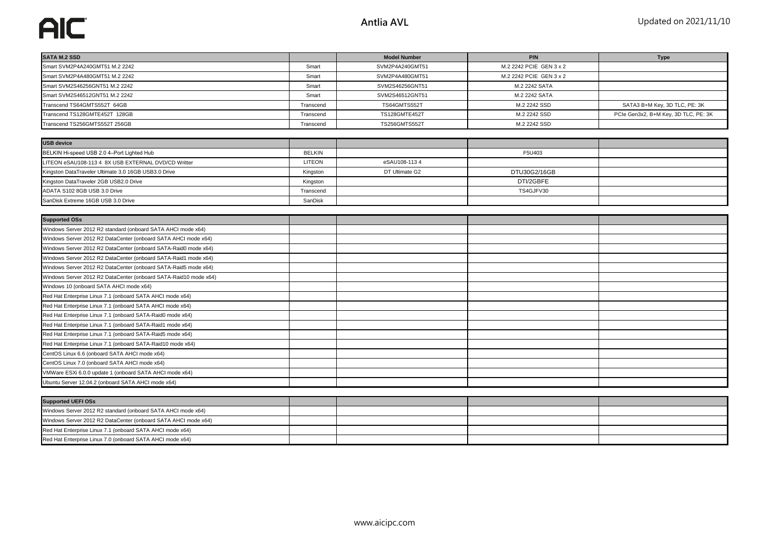# Antlia AVL

Updated on 2021/11/10

| SATA M.2 SSD | | Model Number | P/N | Type |
|---|---|---|---|---|
| Smart SVM2P4A240GMT51 M.2 2242 | Smart | SVM2P4A240GMT51 | M.2 2242 PCIE GEN 3 x 2 | |
| Smart SVM2P4A480GMT51 M.2 2242 | Smart | SVM2P4A480GMT51 | M.2 2242 PCIE GEN 3 x 2 | |
| Smart SVM2S46256GNT51 M.2 2242 | Smart | SVM2S46256GNT51 | M.2 2242 SATA | |
| Smart SVM2S46512GNT51 M.2 2242 | Smart | SVM2S46512GNT51 | M.2 2242 SATA | |
| Transcend TS64GMTS552T 64GB | Transcend | TS64GMTS552T | M.2 2242 SSD | SATA3 B+M Key, 3D TLC, PE: 3K |
| Transcend TS128GMTE452T 128GB | Transcend | TS128GMTE452T | M.2 2242 SSD | PCIe Gen3x2, B+M Key, 3D TLC, PE: 3K |
| Transcend TS256GMTS552T 256GB | Transcend | TS256GMTS552T | M.2 2242 SSD | |

| USB device | | | | |
|---|---|---|---|---|
| BELKIN Hi-speed USB 2.0 4–Port Lighted Hub | BELKIN | | F5U403 | |
| LITEON eSAU108-113 4 8X USB EXTERNAL DVD/CD Writter | LITEON | eSAU108-113 4 | | |
| Kingston DataTraveler Ultimate 3.0 16GB USB3.0 Drive | Kingston | DT Ultimate G2 | DTU30G2/16GB | |
| Kingston DataTraveler 2GB USB2.0 Drive | Kingston | | DTI/2GBFE | |
| ADATA S102 8GB USB 3.0 Drive | Transcend | | TS4GJFV30 | |
| SanDisk Extreme 16GB USB 3.0 Drive | SanDisk | | | |

| Supported OSs | | | | |
|---|---|---|---|---|
| Windows Server 2012 R2 standard (onboard SATA AHCI mode x64) | | | | |
| Windows Server 2012 R2 DataCenter (onboard SATA AHCI mode x64) | | | | |
| Windows Server 2012 R2 DataCenter (onboard SATA-Raid0 mode x64) | | | | |
| Windows Server 2012 R2 DataCenter (onboard SATA-Raid1 mode x64) | | | | |
| Windows Server 2012 R2 DataCenter (onboard SATA-Raid5 mode x64) | | | | |
| Windows Server 2012 R2 DataCenter (onboard SATA-Raid10 mode x64) | | | | |
| Windows 10 (onboard SATA AHCI mode x64) | | | | |
| Red Hat Enterprise Linux 7.1 (onboard SATA AHCI mode x64) | | | | |
| Red Hat Enterprise Linux 7.1 (onboard SATA AHCI mode x64) | | | | |
| Red Hat Enterprise Linux 7.1 (onboard SATA-Raid0 mode x64) | | | | |
| Red Hat Enterprise Linux 7.1 (onboard SATA-Raid1 mode x64) | | | | |
| Red Hat Enterprise Linux 7.1 (onboard SATA-Raid5 mode x64) | | | | |
| Red Hat Enterprise Linux 7.1 (onboard SATA-Raid10 mode x64) | | | | |
| CentOS Linux 6.6 (onboard SATA AHCI mode x64) | | | | |
| CentOS Linux 7.0 (onboard SATA AHCI mode x64) | | | | |
| VMWare ESXi 6.0.0 update 1 (onboard SATA AHCI mode x64) | | | | |
| Ubuntu Server 12.04.2 (onboard SATA AHCI mode x64) | | | | |

| Supported UEFI OSs | | | | |
|---|---|---|---|---|
| Windows Server 2012 R2 standard (onboard SATA AHCI mode x64) | | | | |
| Windows Server 2012 R2 DataCenter (onboard SATA AHCI mode x64) | | | | |
| Red Hat Enterprise Linux 7.1 (onboard SATA AHCI mode x64) | | | | |
| Red Hat Enterprise Linux 7.0 (onboard SATA AHCI mode x64) | | | | |